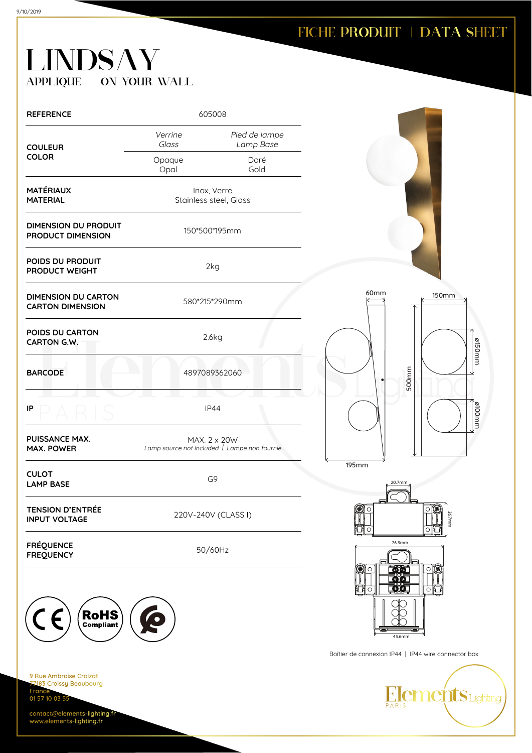FICHE PRODUIT | DATA SHEET

# LINDSAY

APPLIQUE | ON YOUR WALL

| | | |
|---|---|---|
| **REFERENCE** | 605008 | |
| **COULEUR COLOR** | *Verrine Glass* | *Pied de lampe Lamp Base* |
| | Opaque Opal | Doré Gold |
| **MATÉRIAUX MATERIAL** | Inox, Verre Stainless steel, Glass | |
| **DIMENSION DU PRODUIT PRODUCT DIMENSION** | 150*500*195mm | |
| **POIDS DU PRODUIT PRODUCT WEIGHT** | 2kg | |
| **DIMENSION DU CARTON CARTON DIMENSION** | 580*215*290mm | |
| **POIDS DU CARTON CARTON G.W.** | 2.6kg | |
| **BARCODE** | 4897089362060 | |
| **IP** | IP44 | |
| **PUISSANCE MAX. MAX. POWER** | MAX. 2 x 20W *Lamp source not included / Lampe non fournie* | |
| **CULOT LAMP BASE** | G9 | |
| **TENSION D'ENTRÉE INPUT VOLTAGE** | 220V-240V (CLASS I) | |
| **FRÉQUENCE FREQUENCY** | 50/60Hz | |

60mm · 150mm · 500mm · ø150mm · ø100mm · 195mm

20.7mm · 26.7mm · 76.3mm · 43.6mm

Boîtier de connexion IP44 | IP44 wire connector box

CE · RoHS Compliant

9 Rue Ambroise Croizat
77183 Croissy Beaubourg
France
01 57 10 03 55

contact@elements-lighting.fr
www.elements-lighting.fr

Elements Lighting PARIS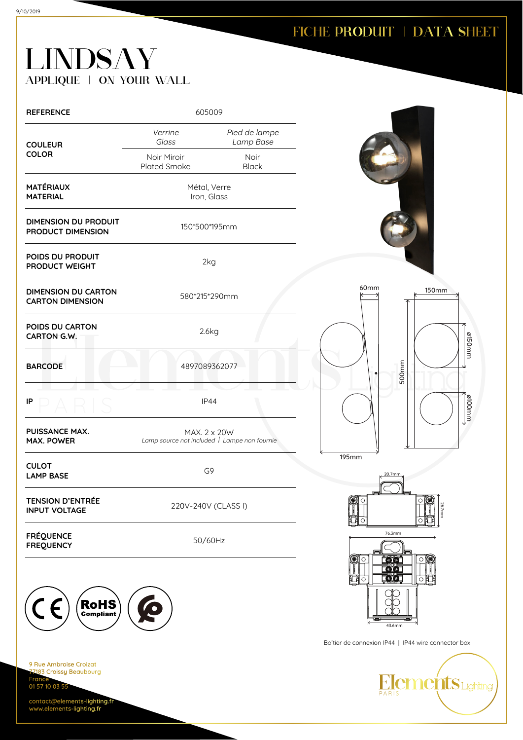# FICHE PRODUIT | DATA SHEET

# LINDSAY

## APPLIQUE | ON YOUR WALL

| | | |
|---|---|---|
| **REFERENCE** | 605009 | |
| **COULEUR** **COLOR** | *Verrine* *Glass* | *Pied de lampe* *Lamp Base* |
| | Noir Miroir Plated Smoke | Noir Black |
| **MATÉRIAUX** **MATERIAL** | Métal, Verre Iron, Glass | |
| **DIMENSION DU PRODUIT** **PRODUCT DIMENSION** | 150*500*195mm | |
| **POIDS DU PRODUIT** **PRODUCT WEIGHT** | 2kg | |
| **DIMENSION DU CARTON** **CARTON DIMENSION** | 580*215*290mm | |
| **POIDS DU CARTON** **CARTON G.W.** | 2.6kg | |
| **BARCODE** | 4897089362077 | |
| **IP** | IP44 | |
| **PUISSANCE MAX.** **MAX. POWER** | MAX. 2 x 20W *Lamp source not included \| Lampe non fournie* | |
| **CULOT** **LAMP BASE** | G9 | |
| **TENSION D'ENTRÉE** **INPUT VOLTAGE** | 220V-240V (CLASS I) | |
| **FRÉQUENCE** **FREQUENCY** | 50/60Hz | |

60mm
150mm
ø150mm
500mm
ø100mm
195mm

20.7mm
26.7mm
76.3mm
43.6mm

Boîtier de connexion IP44 | IP44 wire connector box

9 Rue Ambroise Croizat
77183 Croissy Beaubourg
France
01 57 10 03 55

contact@elements-lighting.fr
www.elements-lighting.fr